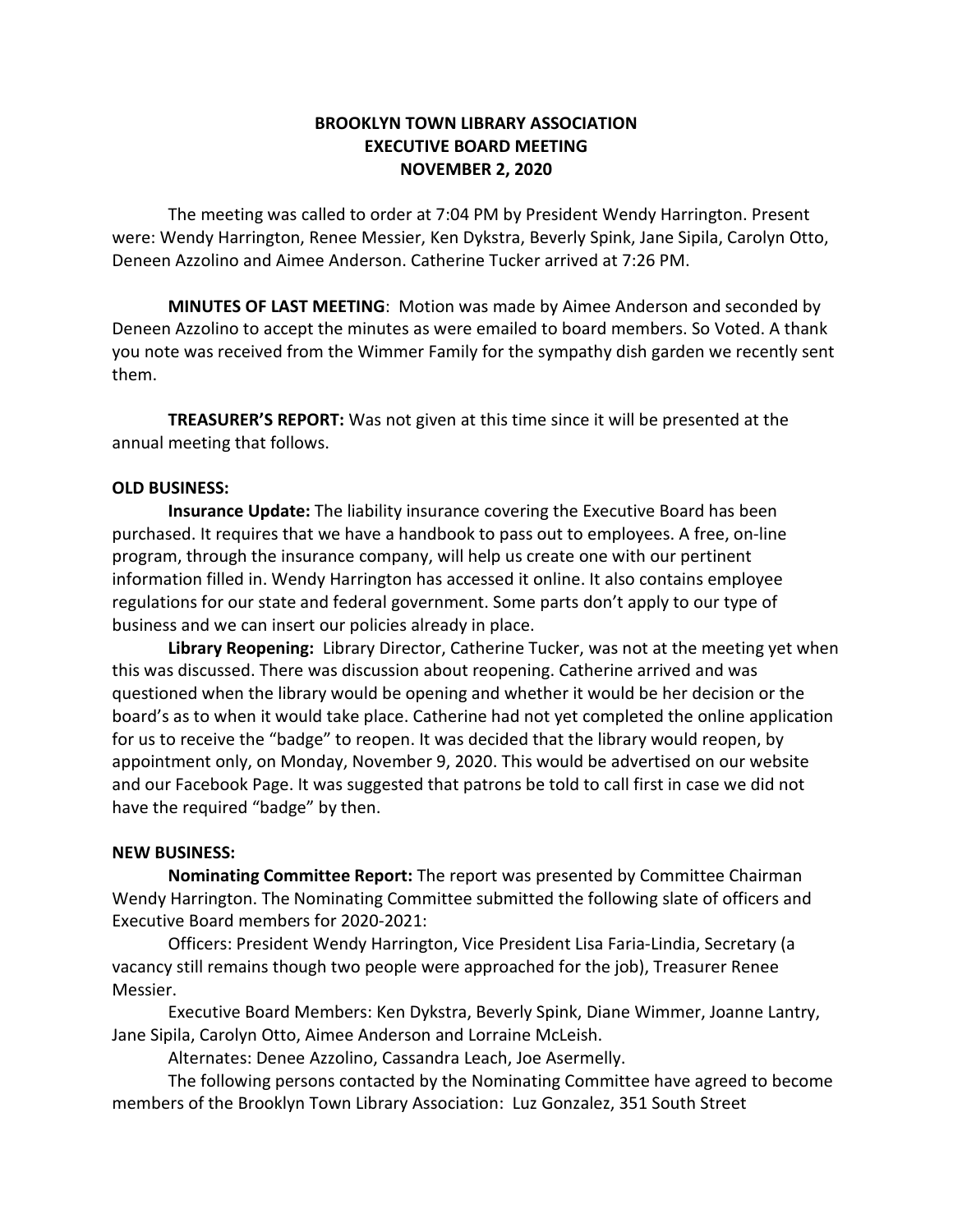# BROOKLYN TOWN LIBRARY ASSOCIATION
## EXECUTIVE BOARD MEETING
## NOVEMBER 2, 2020

The meeting was called to order at 7:04 PM by President Wendy Harrington. Present were: Wendy Harrington, Renee Messier, Ken Dykstra, Beverly Spink, Jane Sipila, Carolyn Otto, Deneen Azzolino and Aimee Anderson. Catherine Tucker arrived at 7:26 PM.

**MINUTES OF LAST MEETING**: Motion was made by Aimee Anderson and seconded by Deneen Azzolino to accept the minutes as were emailed to board members. So Voted. A thank you note was received from the Wimmer Family for the sympathy dish garden we recently sent them.

**TREASURER'S REPORT:** Was not given at this time since it will be presented at the annual meeting that follows.

**OLD BUSINESS:**

**Insurance Update:** The liability insurance covering the Executive Board has been purchased. It requires that we have a handbook to pass out to employees. A free, on-line program, through the insurance company, will help us create one with our pertinent information filled in. Wendy Harrington has accessed it online. It also contains employee regulations for our state and federal government. Some parts don't apply to our type of business and we can insert our policies already in place.

**Library Reopening:** Library Director, Catherine Tucker, was not at the meeting yet when this was discussed. There was discussion about reopening. Catherine arrived and was questioned when the library would be opening and whether it would be her decision or the board's as to when it would take place. Catherine had not yet completed the online application for us to receive the "badge" to reopen. It was decided that the library would reopen, by appointment only, on Monday, November 9, 2020. This would be advertised on our website and our Facebook Page. It was suggested that patrons be told to call first in case we did not have the required "badge" by then.

**NEW BUSINESS:**

**Nominating Committee Report:** The report was presented by Committee Chairman Wendy Harrington. The Nominating Committee submitted the following slate of officers and Executive Board members for 2020-2021:

Officers: President Wendy Harrington, Vice President Lisa Faria-Lindia, Secretary (a vacancy still remains though two people were approached for the job), Treasurer Renee Messier.

Executive Board Members: Ken Dykstra, Beverly Spink, Diane Wimmer, Joanne Lantry, Jane Sipila, Carolyn Otto, Aimee Anderson and Lorraine McLeish.

Alternates: Denee Azzolino, Cassandra Leach, Joe Asermelly.

The following persons contacted by the Nominating Committee have agreed to become members of the Brooklyn Town Library Association: Luz Gonzalez, 351 South Street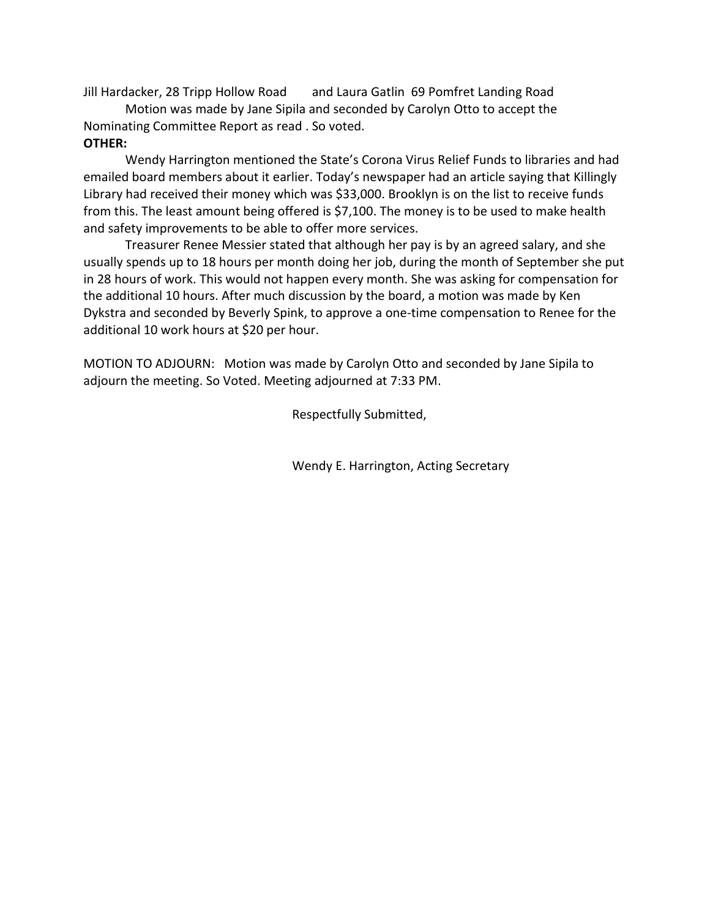Jill Hardacker, 28 Tripp Hollow Road and Laura Gatlin 69 Pomfret Landing Road

Motion was made by Jane Sipila and seconded by Carolyn Otto to accept the Nominating Committee Report as read . So voted.

**OTHER:**

Wendy Harrington mentioned the State's Corona Virus Relief Funds to libraries and had emailed board members about it earlier. Today's newspaper had an article saying that Killingly Library had received their money which was $33,000. Brooklyn is on the list to receive funds from this. The least amount being offered is $7,100. The money is to be used to make health and safety improvements to be able to offer more services.

Treasurer Renee Messier stated that although her pay is by an agreed salary, and she usually spends up to 18 hours per month doing her job, during the month of September she put in 28 hours of work. This would not happen every month. She was asking for compensation for the additional 10 hours. After much discussion by the board, a motion was made by Ken Dykstra and seconded by Beverly Spink, to approve a one-time compensation to Renee for the additional 10 work hours at $20 per hour.

MOTION TO ADJOURN: Motion was made by Carolyn Otto and seconded by Jane Sipila to adjourn the meeting. So Voted. Meeting adjourned at 7:33 PM.

Respectfully Submitted,

Wendy E. Harrington, Acting Secretary